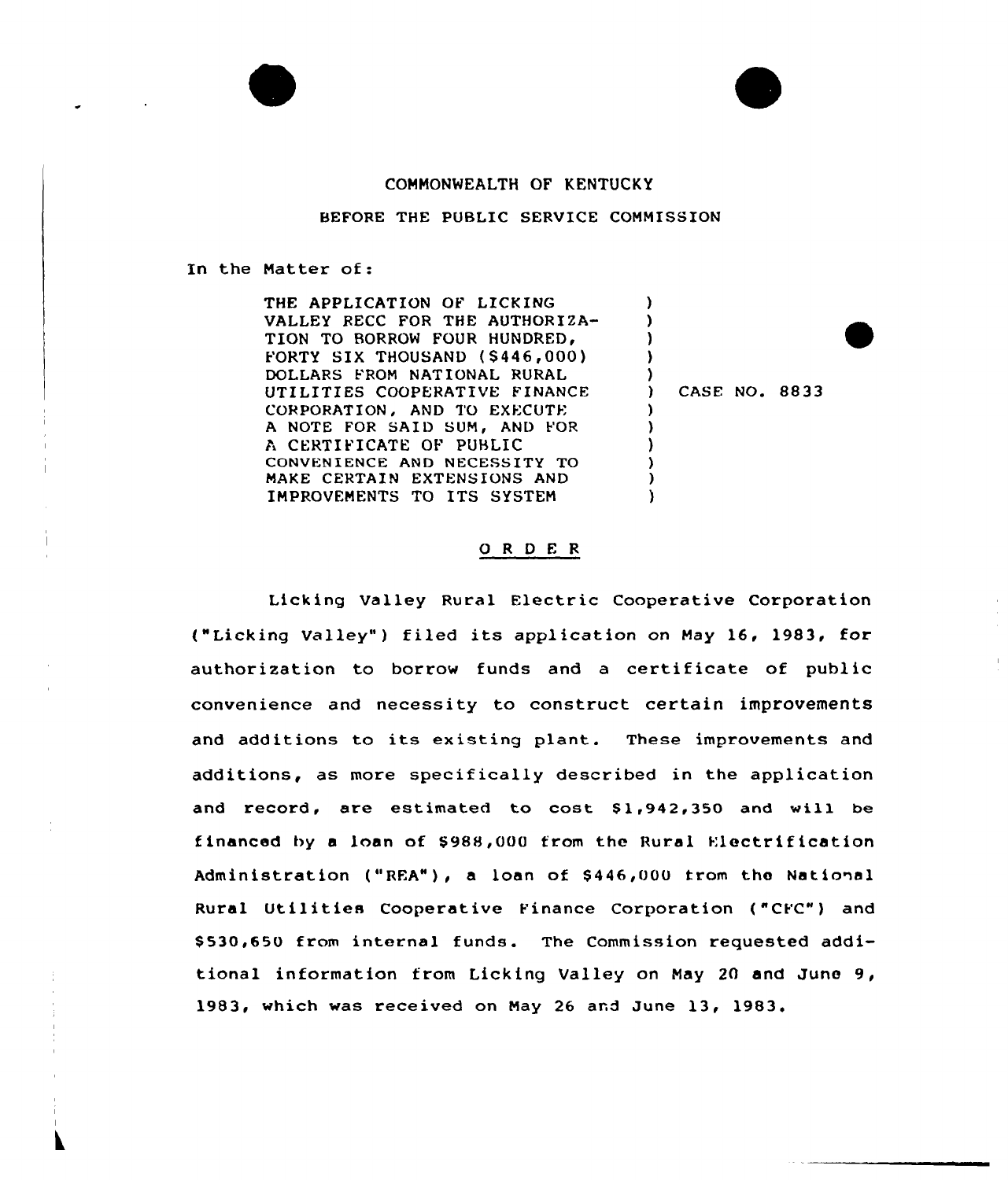COMMONWEALTH OF KENTUCKY

BEFORE THE PUBLIC SERVICE COMMISSION

In the Matter of:

| | |
|---|---|
| THE APPLICATION OF LICKING VALLEY RECC FOR THE AUTHORIZATION TO BORROW FOUR HUNDRED, FORTY SIX THOUSAND ($446,000) DOLLARS FROM NATIONAL RURAL UTILITIES COOPERATIVE FINANCE CORPORATION, AND TO EXECUTE A NOTE FOR SAID SUM, AND FOR A CERTIFICATE OF PUBLIC CONVENIENCE AND NECESSITY TO MAKE CERTAIN EXTENSIONS AND IMPROVEMENTS TO ITS SYSTEM | CASE NO. 8833 |

# O R D E R

Licking Valley Rural Electric Cooperative Corporation ("Licking Valley") filed its application on May 16, 1983, for authorization to borrow funds and a certificate of public convenience and necessity to construct certain improvements and additions to its existing plant. These improvements and additions, as more specifically described in the application and record, are estimated to cost $1,942,350 and will be financed by a loan of $988,000 from the Rural Electrification Administration ("REA"), a loan of $446,000 from the National Rural Utilities Cooperative Finance Corporation ("CFC") and $530,650 from internal funds. The Commission requested additional information from Licking Valley on May 20 and June 9, 1983, which was received on May 26 and June 13, 1983.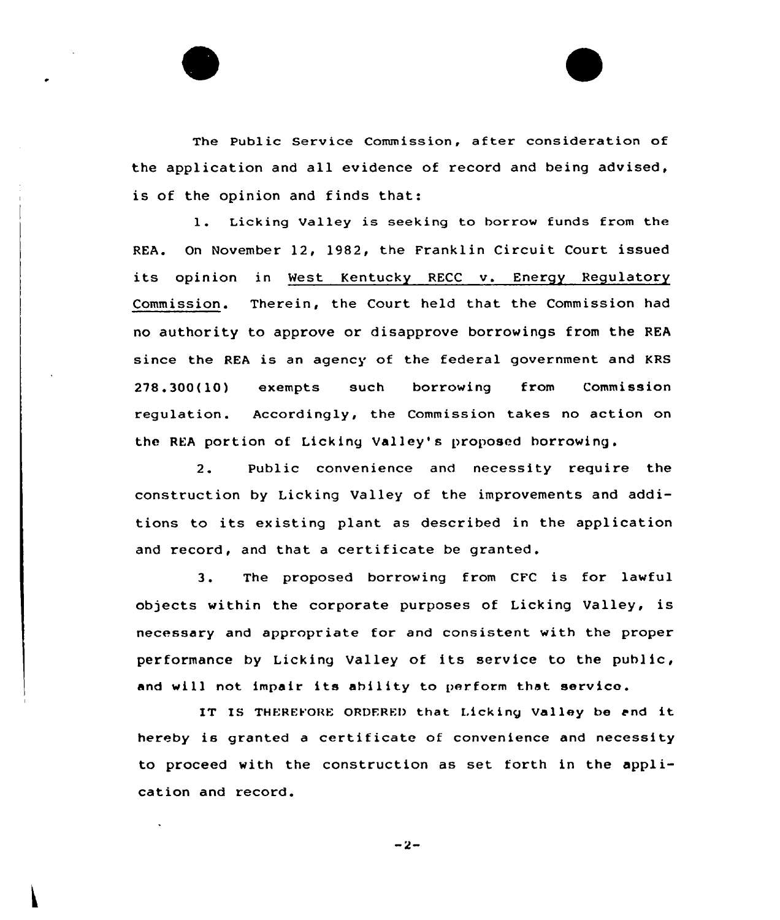The Public Service Commission, after consideration of the application and all evidence of record and being advised, is of the opinion and finds that:

1. Licking Valley is seeking to borrow funds from the REA. On November 12, 1982, the Franklin Circuit Court issued its opinion in West Kentucky RECC v. Energy Regulatory Commission. Therein, the Court held that the Commission had no authority to approve or disapprove borrowings from the REA since the REA is an agency of the federal government and KRS 278.300(10) exempts such borrowing from Commission regulation. Accordingly, the Commission takes no action on the REA portion of Licking Valley's proposed borrowing.

2. Public convenience and necessity require the construction by Licking Valley of the improvements and additions to its existing plant as described in the application and record, and that a certificate be granted.

3. The proposed borrowing from CFC is for lawful objects within the corporate purposes of Licking Valley, is necessary and appropriate for and consistent with the proper performance by Licking Valley of its service to the public, and will not impair its ability to perform that service.

IT IS THEREFORE ORDERED that Licking Valley be and it hereby is granted a certificate of convenience and necessity to proceed with the construction as set forth in the application and record.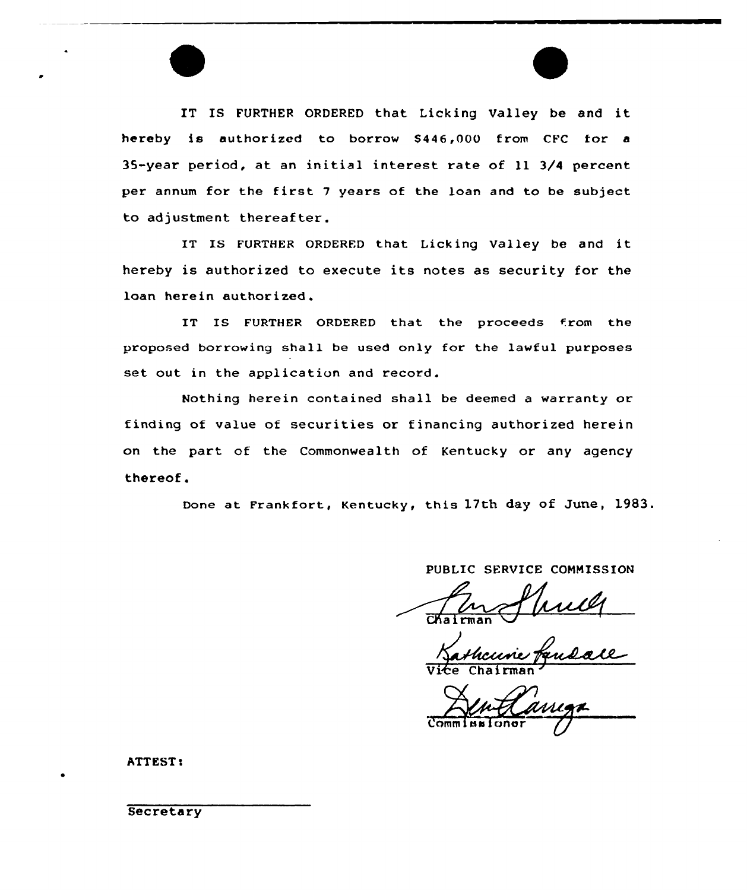IT IS FURTHER ORDERED that Licking Valley be and it hereby is authorized to borrow $446,000 from CFC for a 35-year period, at an initial interest rate of 11 3/4 percent per annum for the first 7 years of the loan and to be subject to adjustment thereafter.

IT IS FURTHER ORDERED that Licking Valley be and it hereby is authorized to execute its notes as security for the loan herein authorized.

IT IS FURTHER ORDERED that the proceeds from the proposed borrowing shall be used only for the lawful purposes set out in the application and record.

Nothing herein contained shall be deemed a warranty or finding of value of securities or financing authorized herein on the part of the Commonwealth of Kentucky or any agency thereof.

Done at Frankfort, Kentucky, this 17th day of June, 1983.

PUBLIC SERVICE COMMISSION

Chairman

Vice Chairman

Commissioner

ATTEST:

Secretary